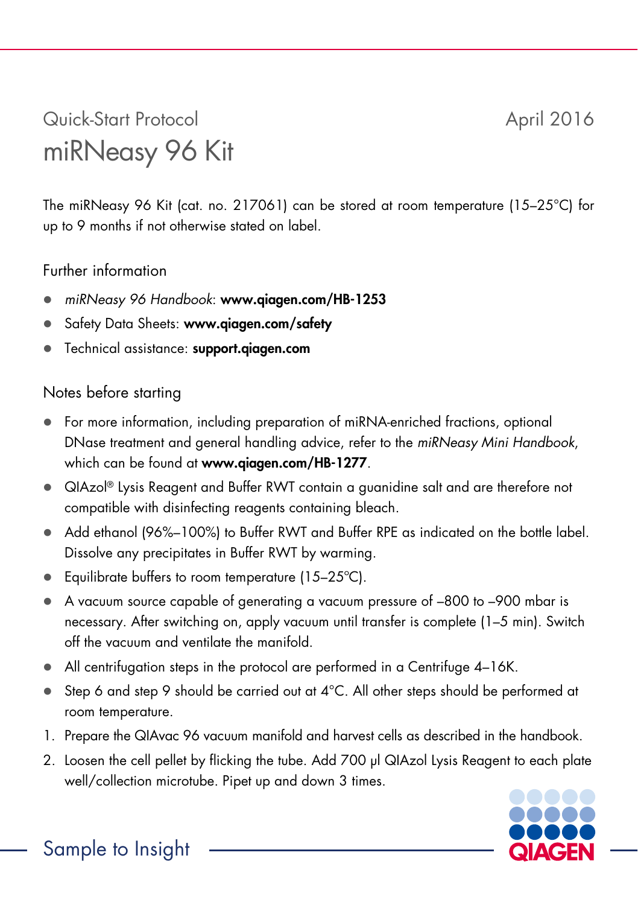Quick-Start Protocol

April 2016

# miRNeasy 96 Kit

The miRNeasy 96 Kit (cat. no. 217061) can be stored at room temperature (15–25°C) for up to 9 months if not otherwise stated on label.

## Further information

- *miRNeasy 96 Handbook*: **www.qiagen.com/HB-1253**
- Safety Data Sheets: **www.qiagen.com/safety**
- Technical assistance: **support.qiagen.com**

## Notes before starting

- For more information, including preparation of miRNA-enriched fractions, optional DNase treatment and general handling advice, refer to the *miRNeasy Mini Handbook*, which can be found at **www.qiagen.com/HB-1277**.
- QIAzol® Lysis Reagent and Buffer RWT contain a guanidine salt and are therefore not compatible with disinfecting reagents containing bleach.
- Add ethanol (96%–100%) to Buffer RWT and Buffer RPE as indicated on the bottle label. Dissolve any precipitates in Buffer RWT by warming.
- Equilibrate buffers to room temperature (15–25°C).
- A vacuum source capable of generating a vacuum pressure of –800 to –900 mbar is necessary. After switching on, apply vacuum until transfer is complete (1–5 min). Switch off the vacuum and ventilate the manifold.
- All centrifugation steps in the protocol are performed in a Centrifuge 4–16K.
- Step 6 and step 9 should be carried out at 4°C. All other steps should be performed at room temperature.

1. Prepare the QIAvac 96 vacuum manifold and harvest cells as described in the handbook.
2. Loosen the cell pellet by flicking the tube. Add 700 µl QIAzol Lysis Reagent to each plate well/collection microtube. Pipet up and down 3 times.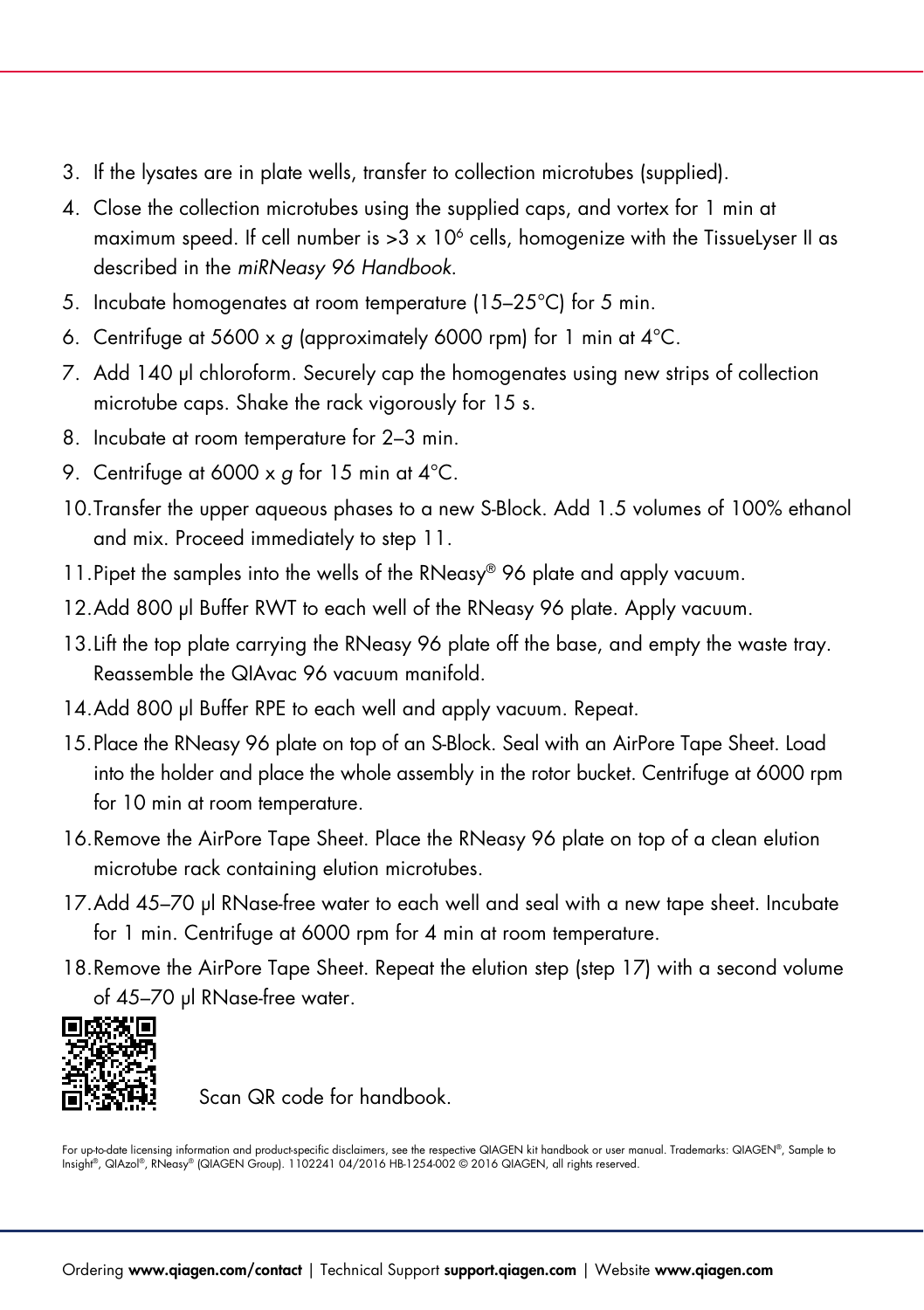3. If the lysates are in plate wells, transfer to collection microtubes (supplied).
4. Close the collection microtubes using the supplied caps, and vortex for 1 min at maximum speed. If cell number is >3 x $10^6$ cells, homogenize with the TissueLyser II as described in the *miRNeasy 96 Handbook*.
5. Incubate homogenates at room temperature (15–25°C) for 5 min.
6. Centrifuge at 5600 x *g* (approximately 6000 rpm) for 1 min at 4°C.
7. Add 140 µl chloroform. Securely cap the homogenates using new strips of collection microtube caps. Shake the rack vigorously for 15 s.
8. Incubate at room temperature for 2–3 min.
9. Centrifuge at 6000 x *g* for 15 min at 4°C.
10. Transfer the upper aqueous phases to a new S-Block. Add 1.5 volumes of 100% ethanol and mix. Proceed immediately to step 11.
11. Pipet the samples into the wells of the RNeasy® 96 plate and apply vacuum.
12. Add 800 µl Buffer RWT to each well of the RNeasy 96 plate. Apply vacuum.
13. Lift the top plate carrying the RNeasy 96 plate off the base, and empty the waste tray. Reassemble the QIAvac 96 vacuum manifold.
14. Add 800 µl Buffer RPE to each well and apply vacuum. Repeat.
15. Place the RNeasy 96 plate on top of an S-Block. Seal with an AirPore Tape Sheet. Load into the holder and place the whole assembly in the rotor bucket. Centrifuge at 6000 rpm for 10 min at room temperature.
16. Remove the AirPore Tape Sheet. Place the RNeasy 96 plate on top of a clean elution microtube rack containing elution microtubes.
17. Add 45–70 µl RNase-free water to each well and seal with a new tape sheet. Incubate for 1 min. Centrifuge at 6000 rpm for 4 min at room temperature.
18. Remove the AirPore Tape Sheet. Repeat the elution step (step 17) with a second volume of 45–70 µl RNase-free water.

Scan QR code for handbook.

For up-to-date licensing information and product-specific disclaimers, see the respective QIAGEN kit handbook or user manual. Trademarks: QIAGEN®, Sample to Insight®, QIAzol®, RNeasy® (QIAGEN Group). 1102241 04/2016 HB-1254-002 © 2016 QIAGEN, all rights reserved.

Ordering **www.qiagen.com/contact** | Technical Support **support.qiagen.com** | Website **www.qiagen.com**